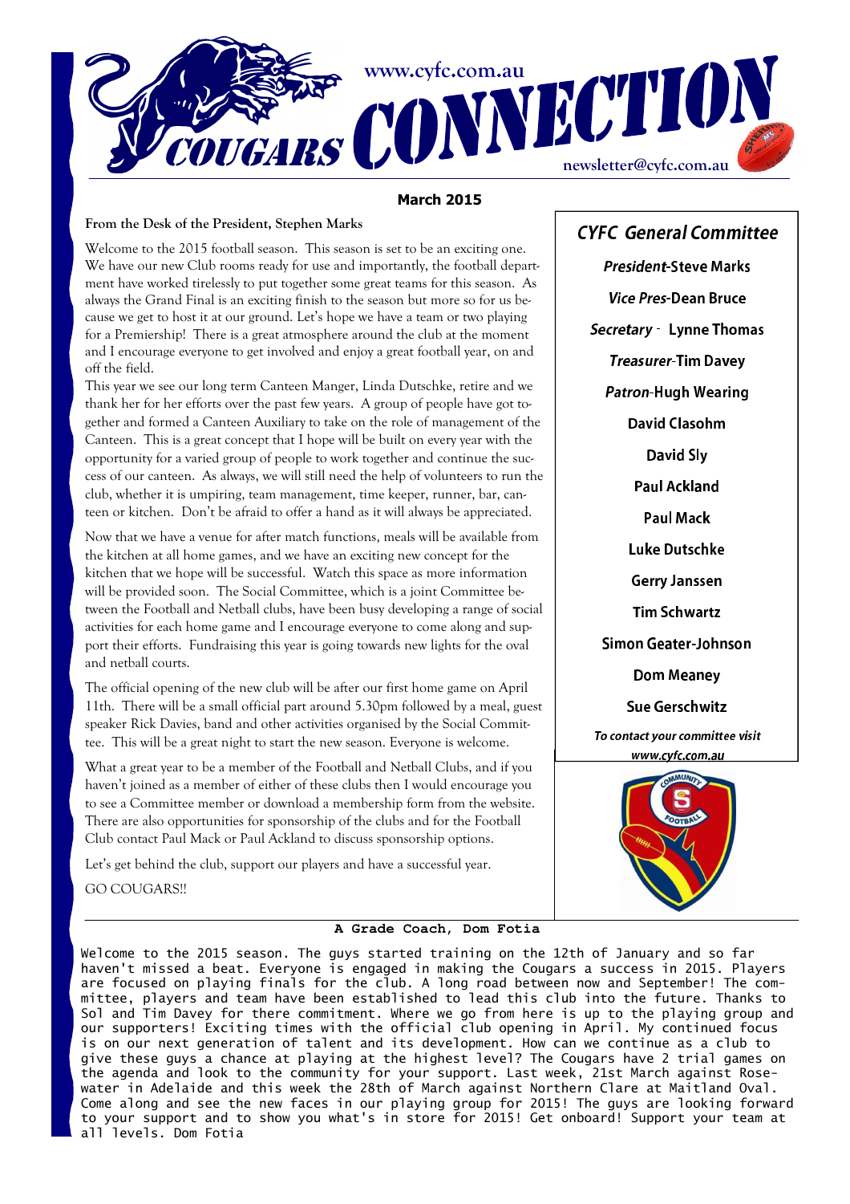# COUGARS CONNECTION

www.cyfc.com.au

newsletter@cyfc.com.au

**March 2015**

## From the Desk of the President, Stephen Marks

Welcome to the 2015 football season. This season is set to be an exciting one. We have our new Club rooms ready for use and importantly, the football department have worked tirelessly to put together some great teams for this season. As always the Grand Final is an exciting finish to the season but more so for us because we get to host it at our ground. Let's hope we have a team or two playing for a Premiership! There is a great atmosphere around the club at the moment and I encourage everyone to get involved and enjoy a great football year, on and off the field.

This year we see our long term Canteen Manger, Linda Dutschke, retire and we thank her for her efforts over the past few years. A group of people have got together and formed a Canteen Auxiliary to take on the role of management of the Canteen. This is a great concept that I hope will be built on every year with the opportunity for a varied group of people to work together and continue the success of our canteen. As always, we will still need the help of volunteers to run the club, whether it is umpiring, team management, time keeper, runner, bar, canteen or kitchen. Don't be afraid to offer a hand as it will always be appreciated.

Now that we have a venue for after match functions, meals will be available from the kitchen at all home games, and we have an exciting new concept for the kitchen that we hope will be successful. Watch this space as more information will be provided soon. The Social Committee, which is a joint Committee between the Football and Netball clubs, have been busy developing a range of social activities for each home game and I encourage everyone to come along and support their efforts. Fundraising this year is going towards new lights for the oval and netball courts.

The official opening of the new club will be after our first home game on April 11th. There will be a small official part around 5.30pm followed by a meal, guest speaker Rick Davies, band and other activities organised by the Social Committee. This will be a great night to start the new season. Everyone is welcome.

What a great year to be a member of the Football and Netball Clubs, and if you haven't joined as a member of either of these clubs then I would encourage you to see a Committee member or download a membership form from the website. There are also opportunities for sponsorship of the clubs and for the Football Club contact Paul Mack or Paul Ackland to discuss sponsorship options.

Let's get behind the club, support our players and have a successful year.

GO COUGARS!!

## CYFC General Committee

***President***-**Steve Marks**

***Vice Pres***-**Dean Bruce**

***Secretary*** - **Lynne Thomas**

***Treasurer***-**Tim Davey**

***Patron***-**Hugh Wearing**

**David Clasohm**

**David Sly**

**Paul Ackland**

**Paul Mack**

**Luke Dutschke**

**Gerry Janssen**

**Tim Schwartz**

**Simon Geater-Johnson**

**Dom Meaney**

**Sue Gerschwitz**

*To contact your committee visit www.cyfc.com.au*

## A Grade Coach, Dom Fotia

Welcome to the 2015 season. The guys started training on the 12th of January and so far haven't missed a beat. Everyone is engaged in making the Cougars a success in 2015. Players are focused on playing finals for the club. A long road between now and September! The committee, players and team have been established to lead this club into the future. Thanks to Sol and Tim Davey for there commitment. Where we go from here is up to the playing group and our supporters! Exciting times with the official club opening in April. My continued focus is on our next generation of talent and its development. How can we continue as a club to give these guys a chance at playing at the highest level? The Cougars have 2 trial games on the agenda and look to the community for your support. Last week, 21st March against Rosewater in Adelaide and this week the 28th of March against Northern Clare at Maitland Oval. Come along and see the new faces in our playing group for 2015! The guys are looking forward to your support and to show you what's in store for 2015! Get onboard! Support your team at all levels. Dom Fotia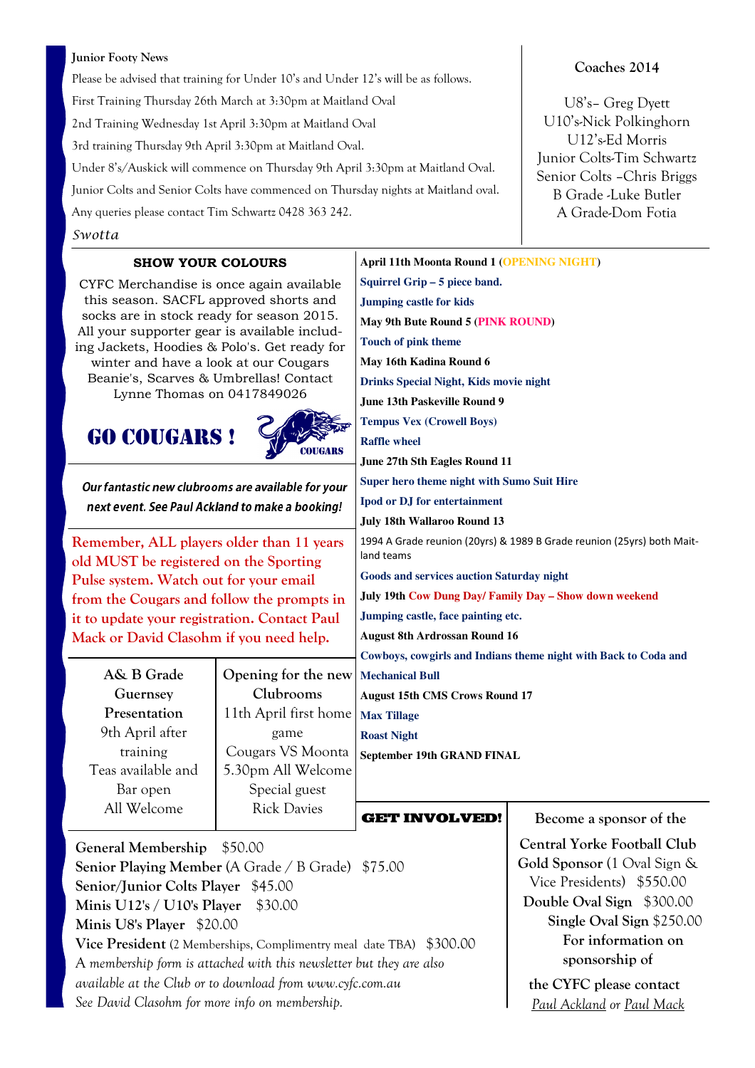**Junior Footy News**

Please be advised that training for Under 10's and Under 12's will be as follows.

First Training Thursday 26th March at 3:30pm at Maitland Oval

2nd Training Wednesday 1st April 3:30pm at Maitland Oval

3rd training Thursday 9th April 3:30pm at Maitland Oval.

Under 8's/Auskick will commence on Thursday 9th April 3:30pm at Maitland Oval.

Junior Colts and Senior Colts have commenced on Thursday nights at Maitland oval.

Any queries please contact Tim Schwartz 0428 363 242.

*Swotta*

**Coaches 2014**

U8's– Greg Dyett
U10's-Nick Polkinghorn
U12's-Ed Morris
Junior Colts-Tim Schwartz
Senior Colts –Chris Briggs
B Grade -Luke Butler
A Grade-Dom Fotia

**SHOW YOUR COLOURS**

CYFC Merchandise is once again available this season. SACFL approved shorts and socks are in stock ready for season 2015. All your supporter gear is available including Jackets, Hoodies & Polo's. Get ready for winter and have a look at our Cougars Beanie's, Scarves & Umbrellas! Contact Lynne Thomas on 0417849026

**GO COUGARS !**

COUGARS

***Our fantastic new clubrooms are available for your next event. See Paul Ackland to make a booking!***

**Remember, ALL players older than 11 years old MUST be registered on the Sporting Pulse system. Watch out for your email from the Cougars and follow the prompts in it to update your registration. Contact Paul Mack or David Clasohm if you need help.**

**A& B Grade Guernsey Presentation**
9th April after training
Teas available and Bar open
All Welcome

Opening for the new Clubrooms
11th April first home game
Cougars VS Moonta
5.30pm All Welcome
Special guest
Rick Davies

**April 11th Moonta Round 1 (OPENING NIGHT)**

**Squirrel Grip – 5 piece band.**

**Jumping castle for kids**

**May 9th Bute Round 5 (PINK ROUND)**

**Touch of pink theme**

**May 16th Kadina Round 6**

**Drinks Special Night, Kids movie night**

**June 13th Paskeville Round 9**

**Tempus Vex (Crowell Boys)**

**Raffle wheel**

**June 27th Sth Eagles Round 11**

**Super hero theme night with Sumo Suit Hire**

**Ipod or DJ for entertainment**

**July 18th Wallaroo Round 13**

1994 A Grade reunion (20yrs) & 1989 B Grade reunion (25yrs) both Maitland teams

**Goods and services auction Saturday night**

**July 19th Cow Dung Day/ Family Day – Show down weekend**

**Jumping castle, face painting etc.**

**August 8th Ardrossan Round 16**

**Cowboys, cowgirls and Indians theme night with Back to Coda and Mechanical Bull**

**August 15th CMS Crows Round 17**

**Max Tillage**

**Roast Night**

**September 19th GRAND FINAL**

**GET INVOLVED!**

**General Membership** $50.00
**Senior Playing Member** (A Grade / B Grade) $75.00
**Senior/Junior Colts Player** $45.00
**Minis U12's / U10's Player** $30.00
**Minis U8's Player** $20.00
**Vice President** (2 Memberships, Complimentry meal date TBA) $300.00

*A membership form is attached with this newsletter but they are also available at the Club or to download from www.cyfc.com.au*
*See David Clasohm for more info on membership.*

**Become a sponsor of the Central Yorke Football Club**

**Gold Sponsor** (1 Oval Sign & Vice Presidents) $550.00
**Double Oval Sign** $300.00
**Single Oval Sign** $250.00

**For information on sponsorship of the CYFC please contact**
*Paul Ackland* or *Paul Mack*